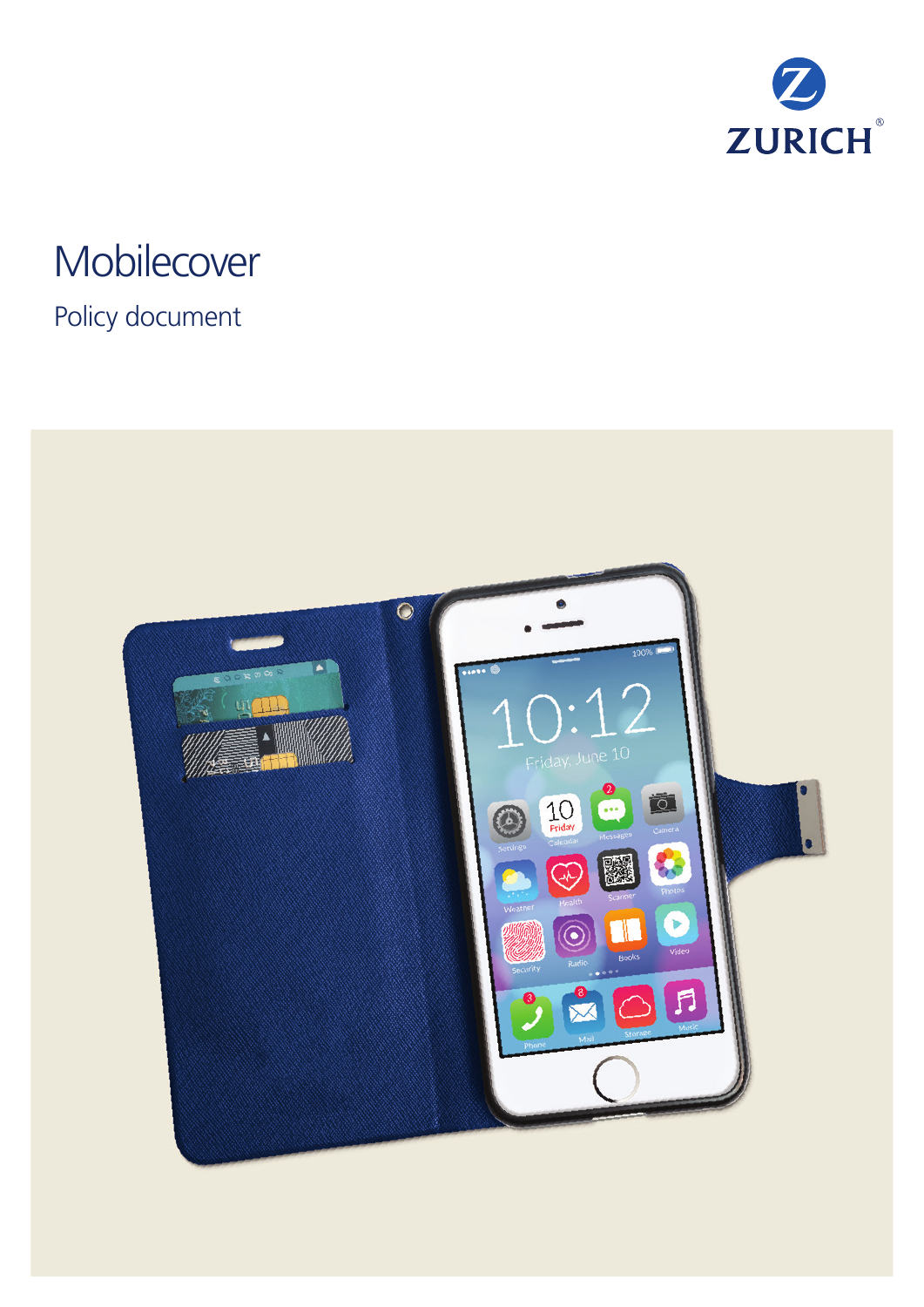ZURICH

# Mobilecover

Policy document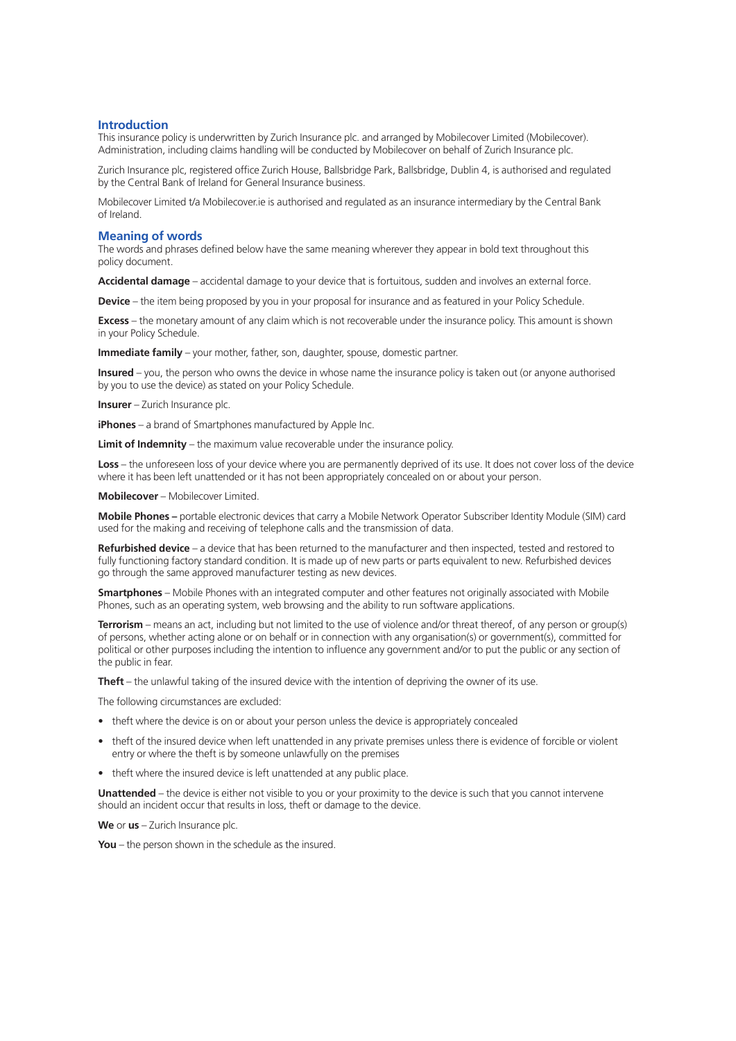## Introduction

This insurance policy is underwritten by Zurich Insurance plc. and arranged by Mobilecover Limited (Mobilecover). Administration, including claims handling will be conducted by Mobilecover on behalf of Zurich Insurance plc.

Zurich Insurance plc, registered office Zurich House, Ballsbridge Park, Ballsbridge, Dublin 4, is authorised and regulated by the Central Bank of Ireland for General Insurance business.

Mobilecover Limited t/a Mobilecover.ie is authorised and regulated as an insurance intermediary by the Central Bank of Ireland.

## Meaning of words

The words and phrases defined below have the same meaning wherever they appear in bold text throughout this policy document.

**Accidental damage** – accidental damage to your device that is fortuitous, sudden and involves an external force.

**Device** – the item being proposed by you in your proposal for insurance and as featured in your Policy Schedule.

**Excess** – the monetary amount of any claim which is not recoverable under the insurance policy. This amount is shown in your Policy Schedule.

**Immediate family** – your mother, father, son, daughter, spouse, domestic partner.

**Insured** – you, the person who owns the device in whose name the insurance policy is taken out (or anyone authorised by you to use the device) as stated on your Policy Schedule.

**Insurer** – Zurich Insurance plc.

**iPhones** – a brand of Smartphones manufactured by Apple Inc.

**Limit of Indemnity** – the maximum value recoverable under the insurance policy.

**Loss** – the unforeseen loss of your device where you are permanently deprived of its use. It does not cover loss of the device where it has been left unattended or it has not been appropriately concealed on or about your person.

**Mobilecover** – Mobilecover Limited.

**Mobile Phones –** portable electronic devices that carry a Mobile Network Operator Subscriber Identity Module (SIM) card used for the making and receiving of telephone calls and the transmission of data.

**Refurbished device** – a device that has been returned to the manufacturer and then inspected, tested and restored to fully functioning factory standard condition. It is made up of new parts or parts equivalent to new. Refurbished devices go through the same approved manufacturer testing as new devices.

**Smartphones** – Mobile Phones with an integrated computer and other features not originally associated with Mobile Phones, such as an operating system, web browsing and the ability to run software applications.

**Terrorism** – means an act, including but not limited to the use of violence and/or threat thereof, of any person or group(s) of persons, whether acting alone or on behalf or in connection with any organisation(s) or government(s), committed for political or other purposes including the intention to influence any government and/or to put the public or any section of the public in fear.

**Theft** – the unlawful taking of the insured device with the intention of depriving the owner of its use.

The following circumstances are excluded:

- theft where the device is on or about your person unless the device is appropriately concealed
- theft of the insured device when left unattended in any private premises unless there is evidence of forcible or violent entry or where the theft is by someone unlawfully on the premises
- theft where the insured device is left unattended at any public place.

**Unattended** – the device is either not visible to you or your proximity to the device is such that you cannot intervene should an incident occur that results in loss, theft or damage to the device.

**We** or **us** – Zurich Insurance plc.

**You** – the person shown in the schedule as the insured.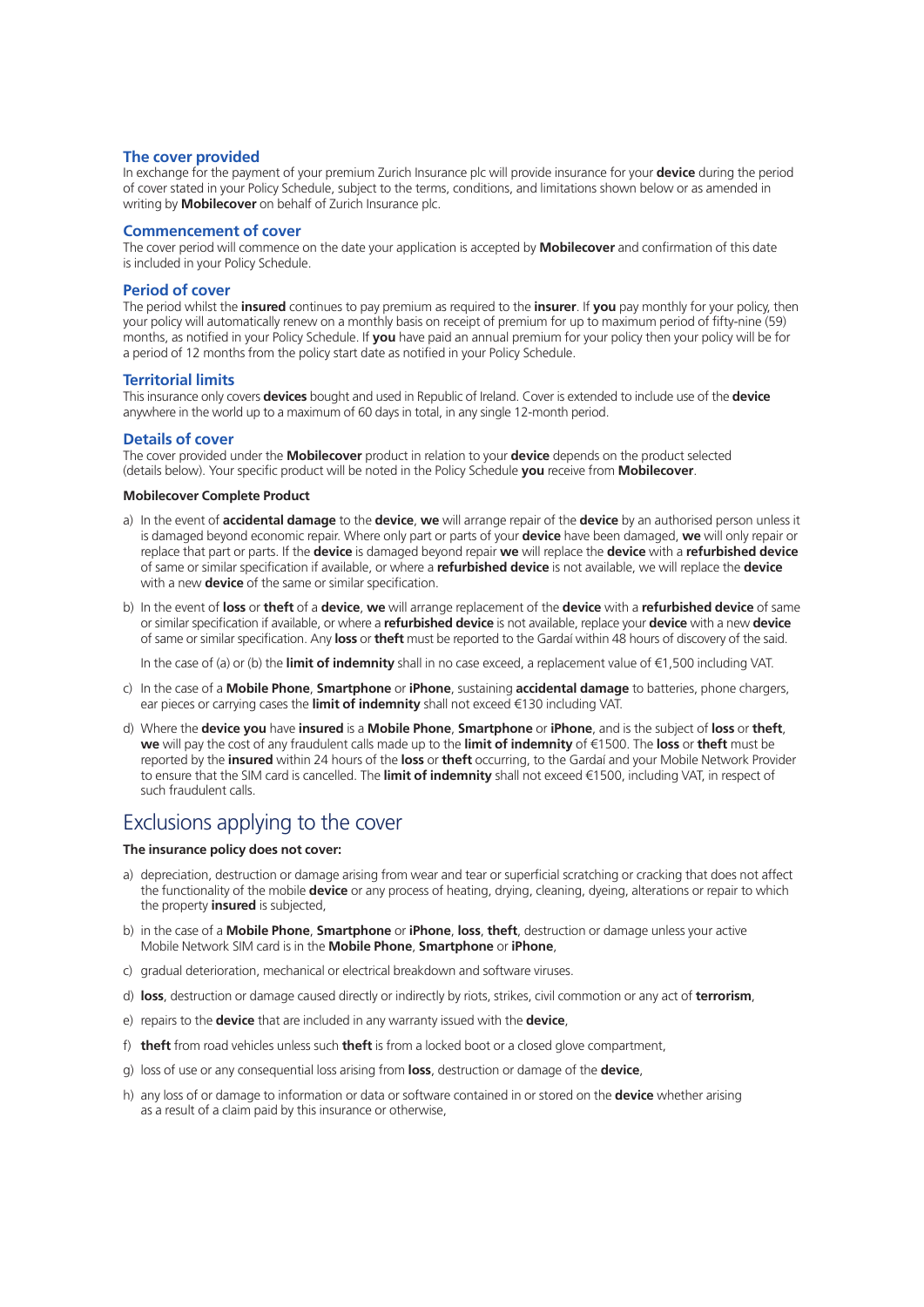### The cover provided

In exchange for the payment of your premium Zurich Insurance plc will provide insurance for your **device** during the period of cover stated in your Policy Schedule, subject to the terms, conditions, and limitations shown below or as amended in writing by **Mobilecover** on behalf of Zurich Insurance plc.

### Commencement of cover

The cover period will commence on the date your application is accepted by **Mobilecover** and confirmation of this date is included in your Policy Schedule.

### Period of cover

The period whilst the **insured** continues to pay premium as required to the **insurer**. If **you** pay monthly for your policy, then your policy will automatically renew on a monthly basis on receipt of premium for up to maximum period of fifty-nine (59) months, as notified in your Policy Schedule. If **you** have paid an annual premium for your policy then your policy will be for a period of 12 months from the policy start date as notified in your Policy Schedule.

### Territorial limits

This insurance only covers **devices** bought and used in Republic of Ireland. Cover is extended to include use of the **device** anywhere in the world up to a maximum of 60 days in total, in any single 12-month period.

### Details of cover

The cover provided under the **Mobilecover** product in relation to your **device** depends on the product selected (details below). Your specific product will be noted in the Policy Schedule **you** receive from **Mobilecover**.

**Mobilecover Complete Product**

a) In the event of **accidental damage** to the **device**, **we** will arrange repair of the **device** by an authorised person unless it is damaged beyond economic repair. Where only part or parts of your **device** have been damaged, **we** will only repair or replace that part or parts. If the **device** is damaged beyond repair **we** will replace the **device** with a **refurbished device** of same or similar specification if available, or where a **refurbished device** is not available, we will replace the **device** with a new **device** of the same or similar specification.

b) In the event of **loss** or **theft** of a **device**, **we** will arrange replacement of the **device** with a **refurbished device** of same or similar specification if available, or where a **refurbished device** is not available, replace your **device** with a new **device** of same or similar specification. Any **loss** or **theft** must be reported to the Gardaí within 48 hours of discovery of the said.

   In the case of (a) or (b) the **limit of indemnity** shall in no case exceed, a replacement value of €1,500 including VAT.

c) In the case of a **Mobile Phone**, **Smartphone** or **iPhone**, sustaining **accidental damage** to batteries, phone chargers, ear pieces or carrying cases the **limit of indemnity** shall not exceed €130 including VAT.

d) Where the **device you** have **insured** is a **Mobile Phone**, **Smartphone** or **iPhone**, and is the subject of **loss** or **theft**, **we** will pay the cost of any fraudulent calls made up to the **limit of indemnity** of €1500. The **loss** or **theft** must be reported by the **insured** within 24 hours of the **loss** or **theft** occurring, to the Gardaí and your Mobile Network Provider to ensure that the SIM card is cancelled. The **limit of indemnity** shall not exceed €1500, including VAT, in respect of such fraudulent calls.

## Exclusions applying to the cover

**The insurance policy does not cover:**

a) depreciation, destruction or damage arising from wear and tear or superficial scratching or cracking that does not affect the functionality of the mobile **device** or any process of heating, drying, cleaning, dyeing, alterations or repair to which the property **insured** is subjected,

b) in the case of a **Mobile Phone**, **Smartphone** or **iPhone**, **loss**, **theft**, destruction or damage unless your active Mobile Network SIM card is in the **Mobile Phone**, **Smartphone** or **iPhone**,

c) gradual deterioration, mechanical or electrical breakdown and software viruses.

d) **loss**, destruction or damage caused directly or indirectly by riots, strikes, civil commotion or any act of **terrorism**,

e) repairs to the **device** that are included in any warranty issued with the **device**,

f) **theft** from road vehicles unless such **theft** is from a locked boot or a closed glove compartment,

g) loss of use or any consequential loss arising from **loss**, destruction or damage of the **device**,

h) any loss of or damage to information or data or software contained in or stored on the **device** whether arising as a result of a claim paid by this insurance or otherwise,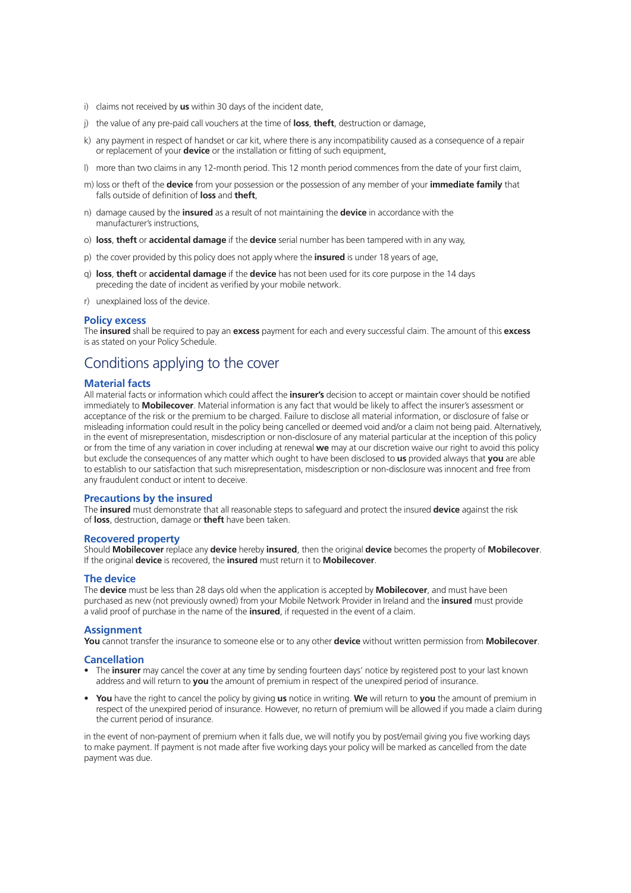i) claims not received by **us** within 30 days of the incident date,

j) the value of any pre-paid call vouchers at the time of **loss**, **theft**, destruction or damage,

k) any payment in respect of handset or car kit, where there is any incompatibility caused as a consequence of a repair or replacement of your **device** or the installation or fitting of such equipment,

l) more than two claims in any 12-month period. This 12 month period commences from the date of your first claim,

m) loss or theft of the **device** from your possession or the possession of any member of your **immediate family** that falls outside of definition of **loss** and **theft**,

n) damage caused by the **insured** as a result of not maintaining the **device** in accordance with the manufacturer's instructions,

o) **loss**, **theft** or **accidental damage** if the **device** serial number has been tampered with in any way,

p) the cover provided by this policy does not apply where the **insured** is under 18 years of age,

q) **loss**, **theft** or **accidental damage** if the **device** has not been used for its core purpose in the 14 days preceding the date of incident as verified by your mobile network.

r) unexplained loss of the device.

### Policy excess

The **insured** shall be required to pay an **excess** payment for each and every successful claim. The amount of this **excess** is as stated on your Policy Schedule.

## Conditions applying to the cover

### Material facts

All material facts or information which could affect the **insurer's** decision to accept or maintain cover should be notified immediately to **Mobilecover**. Material information is any fact that would be likely to affect the insurer's assessment or acceptance of the risk or the premium to be charged. Failure to disclose all material information, or disclosure of false or misleading information could result in the policy being cancelled or deemed void and/or a claim not being paid. Alternatively, in the event of misrepresentation, misdescription or non-disclosure of any material particular at the inception of this policy or from the time of any variation in cover including at renewal **we** may at our discretion waive our right to avoid this policy but exclude the consequences of any matter which ought to have been disclosed to **us** provided always that **you** are able to establish to our satisfaction that such misrepresentation, misdescription or non-disclosure was innocent and free from any fraudulent conduct or intent to deceive.

### Precautions by the insured

The **insured** must demonstrate that all reasonable steps to safeguard and protect the insured **device** against the risk of **loss**, destruction, damage or **theft** have been taken.

### Recovered property

Should **Mobilecover** replace any **device** hereby **insured**, then the original **device** becomes the property of **Mobilecover**. If the original **device** is recovered, the **insured** must return it to **Mobilecover**.

### The device

The **device** must be less than 28 days old when the application is accepted by **Mobilecover**, and must have been purchased as new (not previously owned) from your Mobile Network Provider in Ireland and the **insured** must provide a valid proof of purchase in the name of the **insured**, if requested in the event of a claim.

### Assignment

**You** cannot transfer the insurance to someone else or to any other **device** without written permission from **Mobilecover**.

### Cancellation

- The **insurer** may cancel the cover at any time by sending fourteen days' notice by registered post to your last known address and will return to **you** the amount of premium in respect of the unexpired period of insurance.
- **You** have the right to cancel the policy by giving **us** notice in writing. **We** will return to **you** the amount of premium in respect of the unexpired period of insurance. However, no return of premium will be allowed if you made a claim during the current period of insurance.

in the event of non-payment of premium when it falls due, we will notify you by post/email giving you five working days to make payment. If payment is not made after five working days your policy will be marked as cancelled from the date payment was due.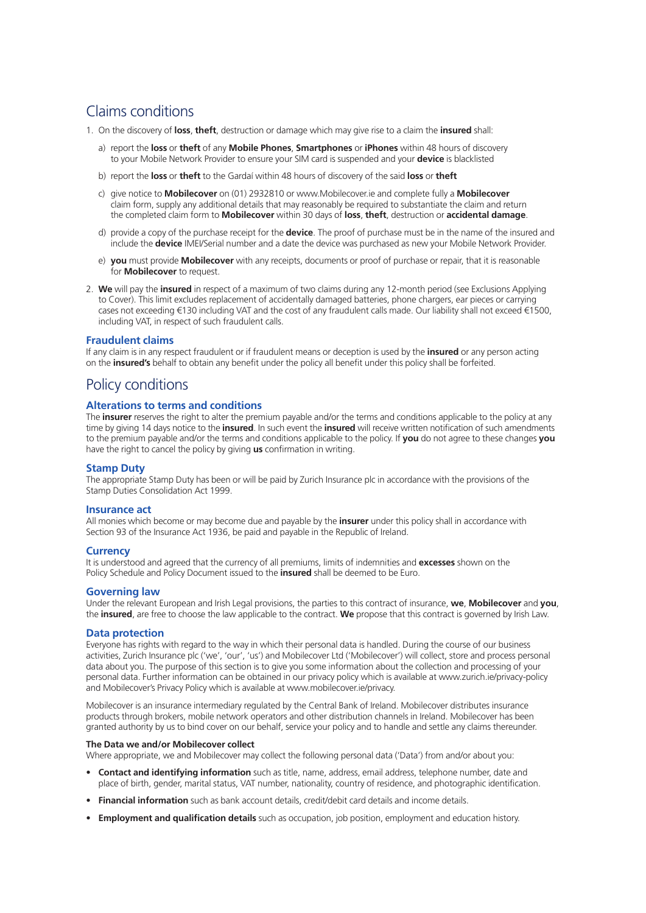## Claims conditions

1. On the discovery of **loss**, **theft**, destruction or damage which may give rise to a claim the **insured** shall:

   a) report the **loss** or **theft** of any **Mobile Phones**, **Smartphones** or **iPhones** within 48 hours of discovery to your Mobile Network Provider to ensure your SIM card is suspended and your **device** is blacklisted

   b) report the **loss** or **theft** to the Gardaí within 48 hours of discovery of the said **loss** or **theft**

   c) give notice to **Mobilecover** on (01) 2932810 or www.Mobilecover.ie and complete fully a **Mobilecover** claim form, supply any additional details that may reasonably be required to substantiate the claim and return the completed claim form to **Mobilecover** within 30 days of **loss**, **theft**, destruction or **accidental damage**.

   d) provide a copy of the purchase receipt for the **device**. The proof of purchase must be in the name of the insured and include the **device** IMEI/Serial number and a date the device was purchased as new your Mobile Network Provider.

   e) **you** must provide **Mobilecover** with any receipts, documents or proof of purchase or repair, that it is reasonable for **Mobilecover** to request.

2. **We** will pay the **insured** in respect of a maximum of two claims during any 12-month period (see Exclusions Applying to Cover). This limit excludes replacement of accidentally damaged batteries, phone chargers, ear pieces or carrying cases not exceeding €130 including VAT and the cost of any fraudulent calls made. Our liability shall not exceed €1500, including VAT, in respect of such fraudulent calls.

### Fraudulent claims

If any claim is in any respect fraudulent or if fraudulent means or deception is used by the **insured** or any person acting on the **insured's** behalf to obtain any benefit under the policy all benefit under this policy shall be forfeited.

## Policy conditions

### Alterations to terms and conditions

The **insurer** reserves the right to alter the premium payable and/or the terms and conditions applicable to the policy at any time by giving 14 days notice to the **insured**. In such event the **insured** will receive written notification of such amendments to the premium payable and/or the terms and conditions applicable to the policy. If **you** do not agree to these changes **you** have the right to cancel the policy by giving **us** confirmation in writing.

### Stamp Duty

The appropriate Stamp Duty has been or will be paid by Zurich Insurance plc in accordance with the provisions of the Stamp Duties Consolidation Act 1999.

### Insurance act

All monies which become or may become due and payable by the **insurer** under this policy shall in accordance with Section 93 of the Insurance Act 1936, be paid and payable in the Republic of Ireland.

### Currency

It is understood and agreed that the currency of all premiums, limits of indemnities and **excesses** shown on the Policy Schedule and Policy Document issued to the **insured** shall be deemed to be Euro.

### Governing law

Under the relevant European and Irish Legal provisions, the parties to this contract of insurance, **we**, **Mobilecover** and **you**, the **insured**, are free to choose the law applicable to the contract. **We** propose that this contract is governed by Irish Law.

### Data protection

Everyone has rights with regard to the way in which their personal data is handled. During the course of our business activities, Zurich Insurance plc ('we', 'our', 'us') and Mobilecover Ltd ('Mobilecover') will collect, store and process personal data about you. The purpose of this section is to give you some information about the collection and processing of your personal data. Further information can be obtained in our privacy policy which is available at www.zurich.ie/privacy-policy and Mobilecover's Privacy Policy which is available at www.mobilecover.ie/privacy.

Mobilecover is an insurance intermediary regulated by the Central Bank of Ireland. Mobilecover distributes insurance products through brokers, mobile network operators and other distribution channels in Ireland. Mobilecover has been granted authority by us to bind cover on our behalf, service your policy and to handle and settle any claims thereunder.

**The Data we and/or Mobilecover collect**

Where appropriate, we and Mobilecover may collect the following personal data ('Data') from and/or about you:

- **Contact and identifying information** such as title, name, address, email address, telephone number, date and place of birth, gender, marital status, VAT number, nationality, country of residence, and photographic identification.
- **Financial information** such as bank account details, credit/debit card details and income details.
- **Employment and qualification details** such as occupation, job position, employment and education history.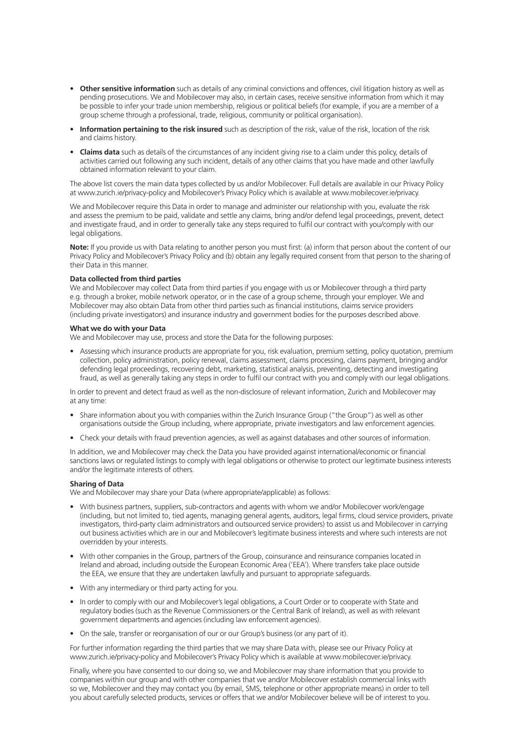- **Other sensitive information** such as details of any criminal convictions and offences, civil litigation history as well as pending prosecutions. We and Mobilecover may also, in certain cases, receive sensitive information from which it may be possible to infer your trade union membership, religious or political beliefs (for example, if you are a member of a group scheme through a professional, trade, religious, community or political organisation).
- **Information pertaining to the risk insured** such as description of the risk, value of the risk, location of the risk and claims history.
- **Claims data** such as details of the circumstances of any incident giving rise to a claim under this policy, details of activities carried out following any such incident, details of any other claims that you have made and other lawfully obtained information relevant to your claim.

The above list covers the main data types collected by us and/or Mobilecover. Full details are available in our Privacy Policy at www.zurich.ie/privacy-policy and Mobilecover's Privacy Policy which is available at www.mobilecover.ie/privacy.

We and Mobilecover require this Data in order to manage and administer our relationship with you, evaluate the risk and assess the premium to be paid, validate and settle any claims, bring and/or defend legal proceedings, prevent, detect and investigate fraud, and in order to generally take any steps required to fulfil our contract with you/comply with our legal obligations.

**Note:** If you provide us with Data relating to another person you must first: (a) inform that person about the content of our Privacy Policy and Mobilecover's Privacy Policy and (b) obtain any legally required consent from that person to the sharing of their Data in this manner.

**Data collected from third parties**

We and Mobilecover may collect Data from third parties if you engage with us or Mobilecover through a third party e.g. through a broker, mobile network operator, or in the case of a group scheme, through your employer. We and Mobilecover may also obtain Data from other third parties such as financial institutions, claims service providers (including private investigators) and insurance industry and government bodies for the purposes described above.

**What we do with your Data**

We and Mobilecover may use, process and store the Data for the following purposes:

- Assessing which insurance products are appropriate for you, risk evaluation, premium setting, policy quotation, premium collection, policy administration, policy renewal, claims assessment, claims processing, claims payment, bringing and/or defending legal proceedings, recovering debt, marketing, statistical analysis, preventing, detecting and investigating fraud, as well as generally taking any steps in order to fulfil our contract with you and comply with our legal obligations.

In order to prevent and detect fraud as well as the non-disclosure of relevant information, Zurich and Mobilecover may at any time:

- Share information about you with companies within the Zurich Insurance Group ("the Group") as well as other organisations outside the Group including, where appropriate, private investigators and law enforcement agencies.
- Check your details with fraud prevention agencies, as well as against databases and other sources of information.

In addition, we and Mobilecover may check the Data you have provided against international/economic or financial sanctions laws or regulated listings to comply with legal obligations or otherwise to protect our legitimate business interests and/or the legitimate interests of others.

**Sharing of Data**

We and Mobilecover may share your Data (where appropriate/applicable) as follows:

- With business partners, suppliers, sub-contractors and agents with whom we and/or Mobilecover work/engage (including, but not limited to, tied agents, managing general agents, auditors, legal firms, cloud service providers, private investigators, third-party claim administrators and outsourced service providers) to assist us and Mobilecover in carrying out business activities which are in our and Mobilecover's legitimate business interests and where such interests are not overridden by your interests.
- With other companies in the Group, partners of the Group, coinsurance and reinsurance companies located in Ireland and abroad, including outside the European Economic Area ('EEA'). Where transfers take place outside the EEA, we ensure that they are undertaken lawfully and pursuant to appropriate safeguards.
- With any intermediary or third party acting for you.
- In order to comply with our and Mobilecover's legal obligations, a Court Order or to cooperate with State and regulatory bodies (such as the Revenue Commissioners or the Central Bank of Ireland), as well as with relevant government departments and agencies (including law enforcement agencies).
- On the sale, transfer or reorganisation of our or our Group's business (or any part of it).

For further information regarding the third parties that we may share Data with, please see our Privacy Policy at www.zurich.ie/privacy-policy and Mobilecover's Privacy Policy which is available at www.mobilecover.ie/privacy.

Finally, where you have consented to our doing so, we and Mobilecover may share information that you provide to companies within our group and with other companies that we and/or Mobilecover establish commercial links with so we, Mobilecover and they may contact you (by email, SMS, telephone or other appropriate means) in order to tell you about carefully selected products, services or offers that we and/or Mobilecover believe will be of interest to you.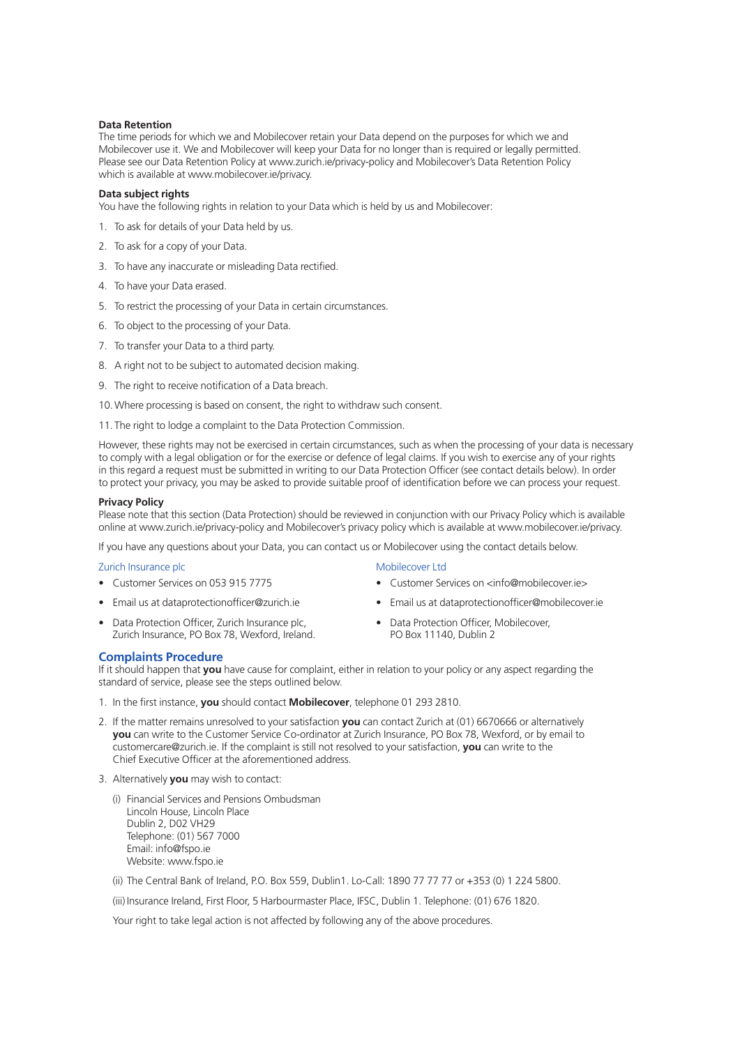**Data Retention**

The time periods for which we and Mobilecover retain your Data depend on the purposes for which we and Mobilecover use it. We and Mobilecover will keep your Data for no longer than is required or legally permitted. Please see our Data Retention Policy at www.zurich.ie/privacy-policy and Mobilecover's Data Retention Policy which is available at www.mobilecover.ie/privacy.

**Data subject rights**

You have the following rights in relation to your Data which is held by us and Mobilecover:

1. To ask for details of your Data held by us.
2. To ask for a copy of your Data.
3. To have any inaccurate or misleading Data rectified.
4. To have your Data erased.
5. To restrict the processing of your Data in certain circumstances.
6. To object to the processing of your Data.
7. To transfer your Data to a third party.
8. A right not to be subject to automated decision making.
9. The right to receive notification of a Data breach.
10. Where processing is based on consent, the right to withdraw such consent.
11. The right to lodge a complaint to the Data Protection Commission.

However, these rights may not be exercised in certain circumstances, such as when the processing of your data is necessary to comply with a legal obligation or for the exercise or defence of legal claims. If you wish to exercise any of your rights in this regard a request must be submitted in writing to our Data Protection Officer (see contact details below). In order to protect your privacy, you may be asked to provide suitable proof of identification before we can process your request.

**Privacy Policy**

Please note that this section (Data Protection) should be reviewed in conjunction with our Privacy Policy which is available online at www.zurich.ie/privacy-policy and Mobilecover's privacy policy which is available at www.mobilecover.ie/privacy.

If you have any questions about your Data, you can contact us or Mobilecover using the contact details below.

Zurich Insurance plc

- Customer Services on 053 915 7775
- Email us at dataprotectionofficer@zurich.ie
- Data Protection Officer, Zurich Insurance plc, Zurich Insurance, PO Box 78, Wexford, Ireland.

Mobilecover Ltd

- Customer Services on <info@mobilecover.ie>
- Email us at dataprotectionofficer@mobilecover.ie
- Data Protection Officer, Mobilecover, PO Box 11140, Dublin 2

## Complaints Procedure

If it should happen that **you** have cause for complaint, either in relation to your policy or any aspect regarding the standard of service, please see the steps outlined below.

1. In the first instance, **you** should contact **Mobilecover**, telephone 01 293 2810.
2. If the matter remains unresolved to your satisfaction **you** can contact Zurich at (01) 6670666 or alternatively **you** can write to the Customer Service Co-ordinator at Zurich Insurance, PO Box 78, Wexford, or by email to customercare@zurich.ie. If the complaint is still not resolved to your satisfaction, **you** can write to the Chief Executive Officer at the aforementioned address.
3. Alternatively **you** may wish to contact:

   (i) Financial Services and Pensions Ombudsman
   Lincoln House, Lincoln Place
   Dublin 2, D02 VH29
   Telephone: (01) 567 7000
   Email: info@fspo.ie
   Website: www.fspo.ie

   (ii) The Central Bank of Ireland, P.O. Box 559, Dublin1. Lo-Call: 1890 77 77 77 or +353 (0) 1 224 5800.

   (iii) Insurance Ireland, First Floor, 5 Harbourmaster Place, IFSC, Dublin 1. Telephone: (01) 676 1820.

   Your right to take legal action is not affected by following any of the above procedures.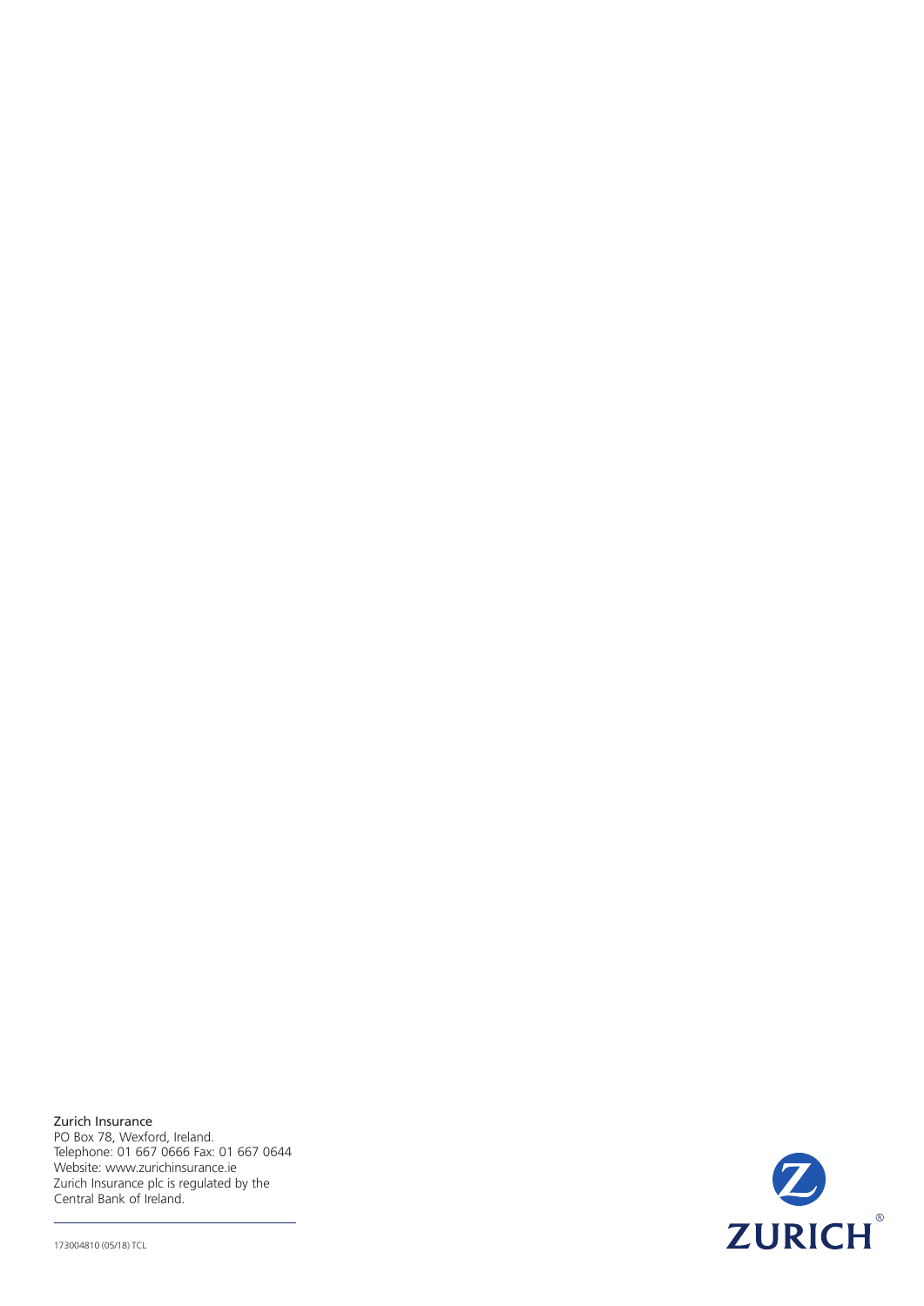Zurich Insurance
PO Box 78, Wexford, Ireland.
Telephone: 01 667 0666 Fax: 01 667 0644
Website: www.zurichinsurance.ie
Zurich Insurance plc is regulated by the
Central Bank of Ireland.

173004810 (05/18) TCL

ZURICH®